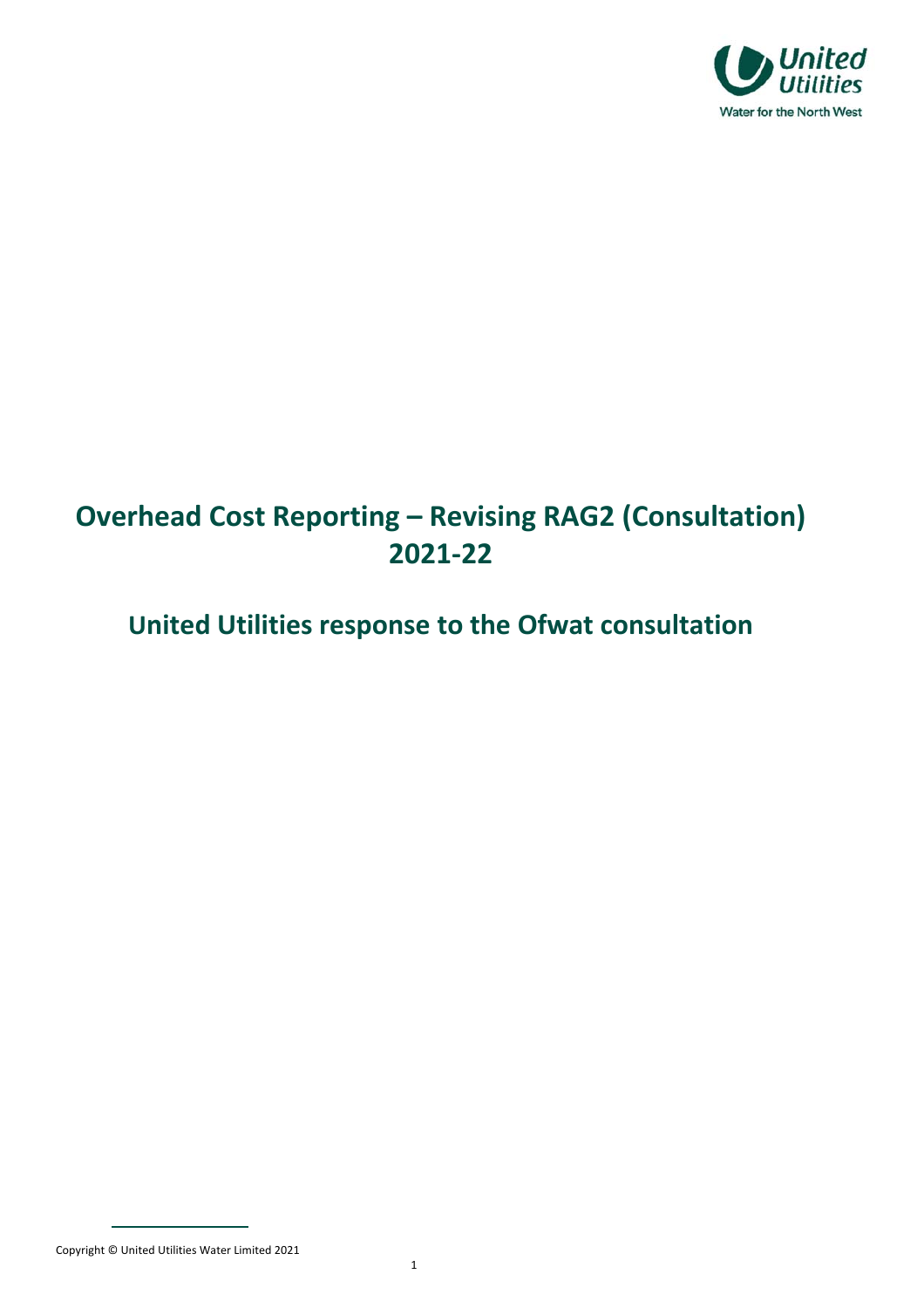# Overhead Cost Reporting – Revising RAG2 (Consultation) 2021-22

## United Utilities response to the Ofwat consultation

Copyright © United Utilities Water Limited 2021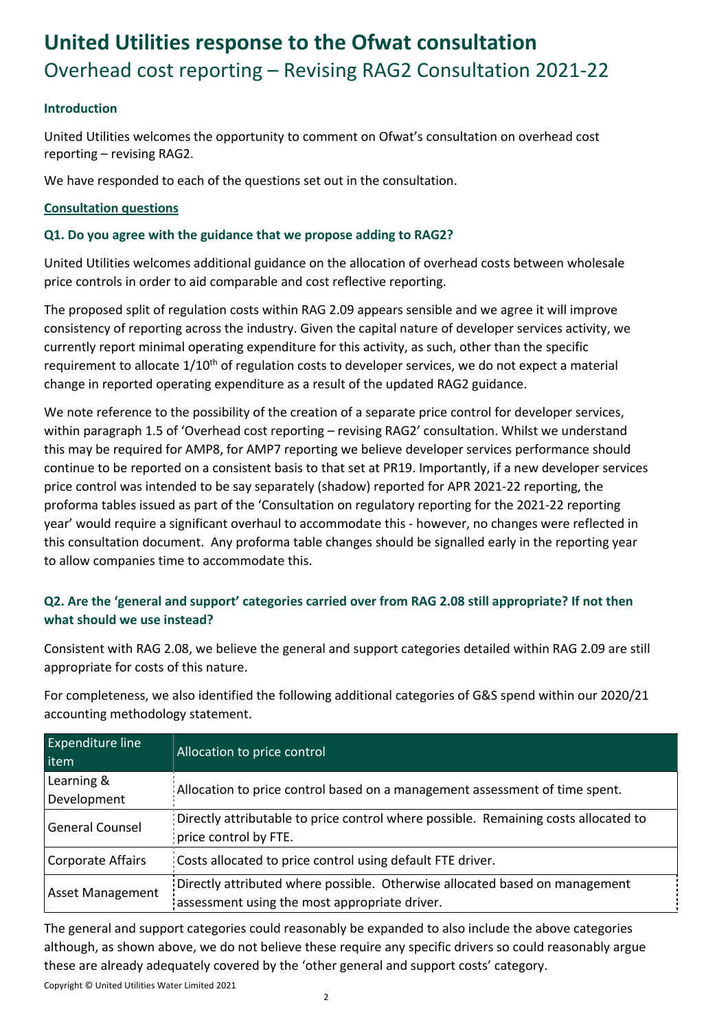# United Utilities response to the Ofwat consultation

## Overhead cost reporting – Revising RAG2 Consultation 2021-22

### Introduction

United Utilities welcomes the opportunity to comment on Ofwat's consultation on overhead cost reporting – revising RAG2.

We have responded to each of the questions set out in the consultation.

### Consultation questions

### Q1. Do you agree with the guidance that we propose adding to RAG2?

United Utilities welcomes additional guidance on the allocation of overhead costs between wholesale price controls in order to aid comparable and cost reflective reporting.

The proposed split of regulation costs within RAG 2.09 appears sensible and we agree it will improve consistency of reporting across the industry. Given the capital nature of developer services activity, we currently report minimal operating expenditure for this activity, as such, other than the specific requirement to allocate 1/10th of regulation costs to developer services, we do not expect a material change in reported operating expenditure as a result of the updated RAG2 guidance.

We note reference to the possibility of the creation of a separate price control for developer services, within paragraph 1.5 of 'Overhead cost reporting – revising RAG2' consultation. Whilst we understand this may be required for AMP8, for AMP7 reporting we believe developer services performance should continue to be reported on a consistent basis to that set at PR19. Importantly, if a new developer services price control was intended to be say separately (shadow) reported for APR 2021-22 reporting, the proforma tables issued as part of the 'Consultation on regulatory reporting for the 2021-22 reporting year' would require a significant overhaul to accommodate this - however, no changes were reflected in this consultation document. Any proforma table changes should be signalled early in the reporting year to allow companies time to accommodate this.

### Q2. Are the 'general and support' categories carried over from RAG 2.08 still appropriate? If not then what should we use instead?

Consistent with RAG 2.08, we believe the general and support categories detailed within RAG 2.09 are still appropriate for costs of this nature.

For completeness, we also identified the following additional categories of G&S spend within our 2020/21 accounting methodology statement.

| Expenditure line item | Allocation to price control |
|---|---|
| Learning & Development | Allocation to price control based on a management assessment of time spent. |
| General Counsel | Directly attributable to price control where possible. Remaining costs allocated to price control by FTE. |
| Corporate Affairs | Costs allocated to price control using default FTE driver. |
| Asset Management | Directly attributed where possible. Otherwise allocated based on management assessment using the most appropriate driver. |

The general and support categories could reasonably be expanded to also include the above categories although, as shown above, we do not believe these require any specific drivers so could reasonably argue these are already adequately covered by the 'other general and support costs' category.

Copyright © United Utilities Water Limited 2021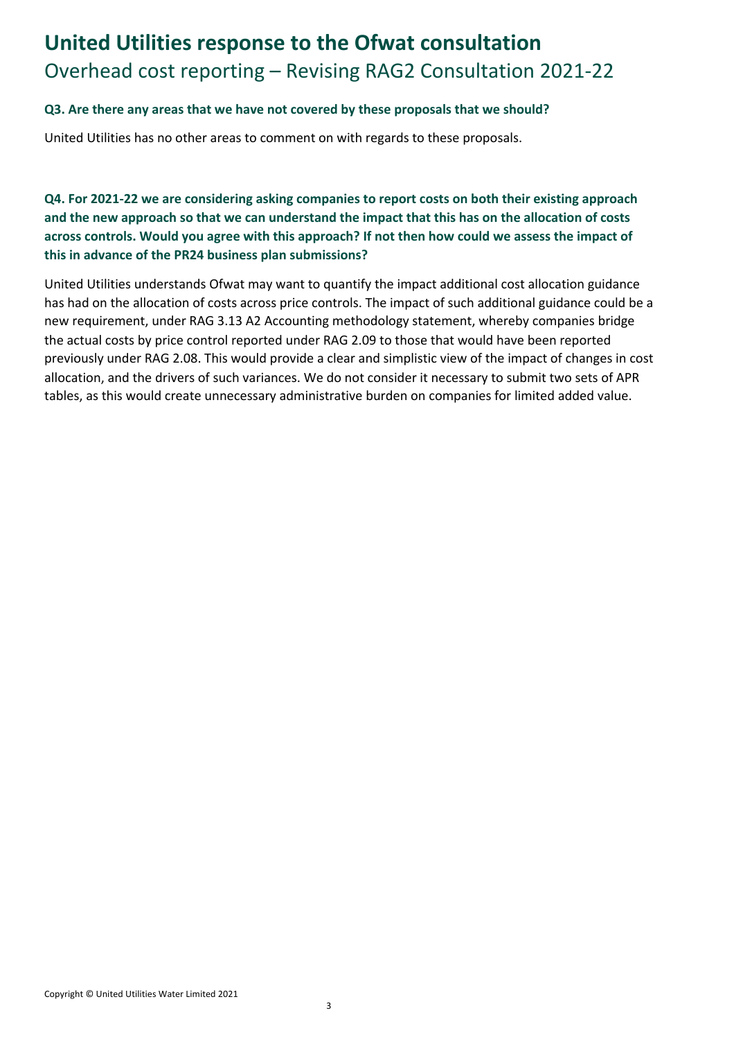# United Utilities response to the Ofwat consultation

## Overhead cost reporting – Revising RAG2 Consultation 2021-22

**Q3. Are there any areas that we have not covered by these proposals that we should?**

United Utilities has no other areas to comment on with regards to these proposals.

**Q4. For 2021-22 we are considering asking companies to report costs on both their existing approach and the new approach so that we can understand the impact that this has on the allocation of costs across controls. Would you agree with this approach? If not then how could we assess the impact of this in advance of the PR24 business plan submissions?**

United Utilities understands Ofwat may want to quantify the impact additional cost allocation guidance has had on the allocation of costs across price controls. The impact of such additional guidance could be a new requirement, under RAG 3.13 A2 Accounting methodology statement, whereby companies bridge the actual costs by price control reported under RAG 2.09 to those that would have been reported previously under RAG 2.08. This would provide a clear and simplistic view of the impact of changes in cost allocation, and the drivers of such variances. We do not consider it necessary to submit two sets of APR tables, as this would create unnecessary administrative burden on companies for limited added value.

Copyright © United Utilities Water Limited 2021